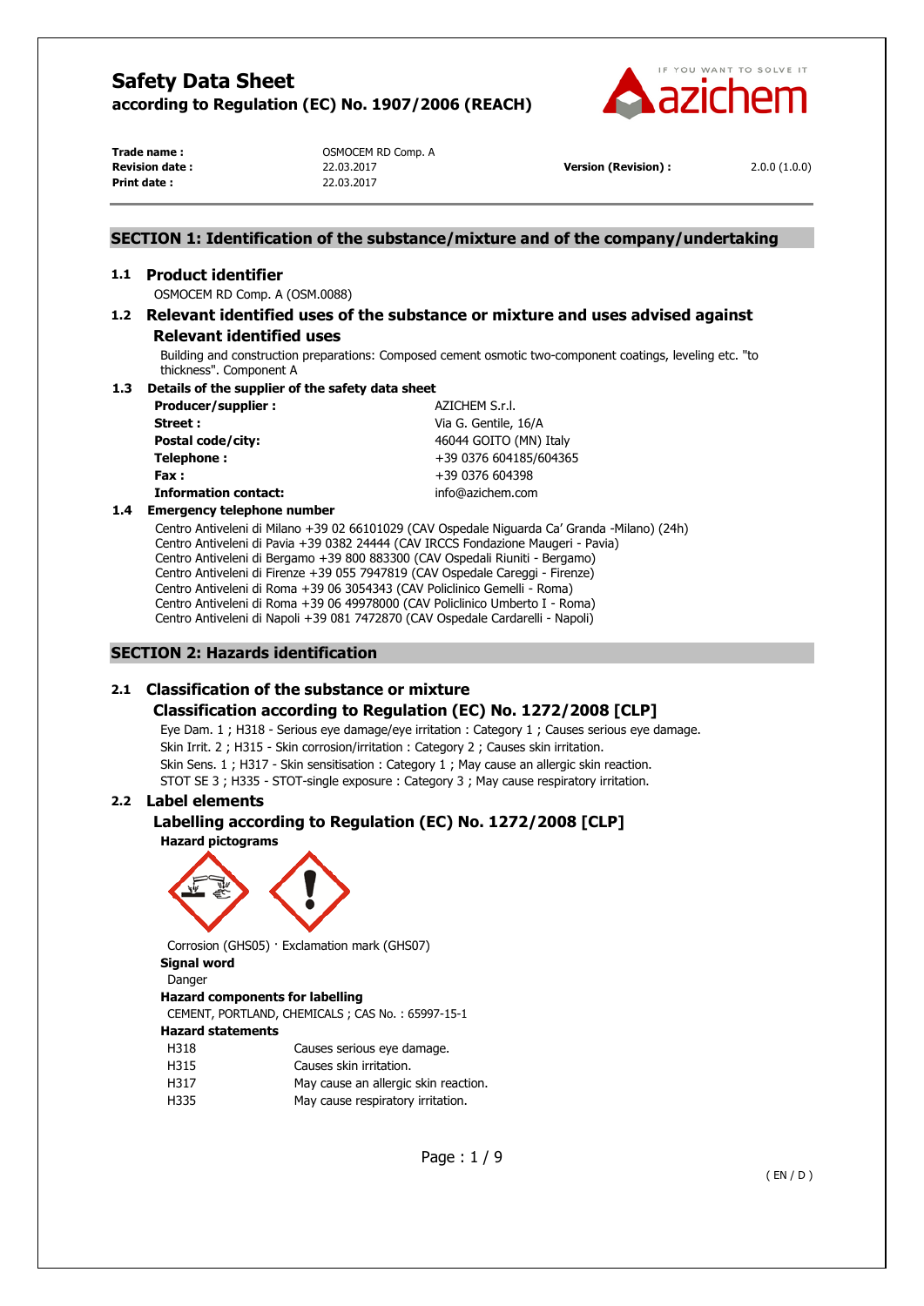# Safety Data Sheet

**according to Regulation (EC) No. 1907/2006 (REACH)**

| | | | |
|---|---|---|---|
| **Trade name :** | OSMOCEM RD Comp. A | | |
| **Revision date :** | 22.03.2017 | **Version (Revision) :** | 2.0.0 (1.0.0) |
| **Print date :** | 22.03.2017 | | |

## SECTION 1: Identification of the substance/mixture and of the company/undertaking

### 1.1 Product identifier

OSMOCEM RD Comp. A (OSM.0088)

### 1.2 Relevant identified uses of the substance or mixture and uses advised against

**Relevant identified uses**

Building and construction preparations: Composed cement osmotic two-component coatings, leveling etc. "to thickness". Component A

### 1.3 Details of the supplier of the safety data sheet

| | |
|---|---|
| **Producer/supplier :** | AZICHEM S.r.l. |
| **Street :** | Via G. Gentile, 16/A |
| **Postal code/city:** | 46044 GOITO (MN) Italy |
| **Telephone :** | +39 0376 604185/604365 |
| **Fax :** | +39 0376 604398 |
| **Information contact:** | info@azichem.com |

### 1.4 Emergency telephone number

Centro Antiveleni di Milano +39 02 66101029 (CAV Ospedale Niguarda Ca' Granda -Milano) (24h)
Centro Antiveleni di Pavia +39 0382 24444 (CAV IRCCS Fondazione Maugeri - Pavia)
Centro Antiveleni di Bergamo +39 800 883300 (CAV Ospedali Riuniti - Bergamo)
Centro Antiveleni di Firenze +39 055 7947819 (CAV Ospedale Careggi - Firenze)
Centro Antiveleni di Roma +39 06 3054343 (CAV Policlinico Gemelli - Roma)
Centro Antiveleni di Roma +39 06 49978000 (CAV Policlinico Umberto I - Roma)
Centro Antiveleni di Napoli +39 081 7472870 (CAV Ospedale Cardarelli - Napoli)

## SECTION 2: Hazards identification

### 2.1 Classification of the substance or mixture

**Classification according to Regulation (EC) No. 1272/2008 [CLP]**

Eye Dam. 1 ; H318 - Serious eye damage/eye irritation : Category 1 ; Causes serious eye damage.
Skin Irrit. 2 ; H315 - Skin corrosion/irritation : Category 2 ; Causes skin irritation.
Skin Sens. 1 ; H317 - Skin sensitisation : Category 1 ; May cause an allergic skin reaction.
STOT SE 3 ; H335 - STOT-single exposure : Category 3 ; May cause respiratory irritation.

### 2.2 Label elements

**Labelling according to Regulation (EC) No. 1272/2008 [CLP]**

**Hazard pictograms**

Corrosion (GHS05) · Exclamation mark (GHS07)

**Signal word**

Danger

**Hazard components for labelling**

CEMENT, PORTLAND, CHEMICALS ; CAS No. : 65997-15-1

**Hazard statements**

| | |
|---|---|
| H318 | Causes serious eye damage. |
| H315 | Causes skin irritation. |
| H317 | May cause an allergic skin reaction. |
| H335 | May cause respiratory irritation. |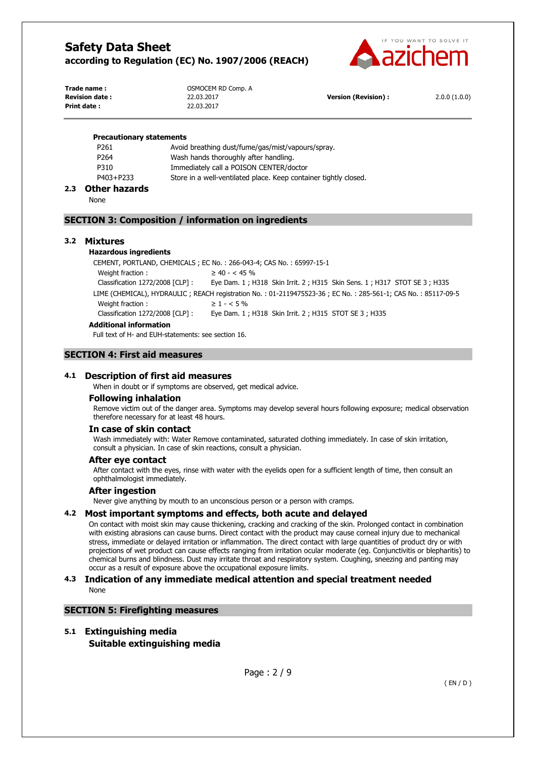#### Precautionary statements

| | |
|---|---|
| P261 | Avoid breathing dust/fume/gas/mist/vapours/spray. |
| P264 | Wash hands thoroughly after handling. |
| P310 | Immediately call a POISON CENTER/doctor |
| P403+P233 | Store in a well-ventilated place. Keep container tightly closed. |

### 2.3 Other hazards

None

## SECTION 3: Composition / information on ingredients

### 3.2 Mixtures

#### Hazardous ingredients

CEMENT, PORTLAND, CHEMICALS ; EC No. : 266-043-4; CAS No. : 65997-15-1

| | |
|---|---|
| Weight fraction : | ≥ 40 - < 45 % |
| Classification 1272/2008 [CLP] : | Eye Dam. 1 ; H318 Skin Irrit. 2 ; H315 Skin Sens. 1 ; H317 STOT SE 3 ; H335 |

LIME (CHEMICAL), HYDRAULIC ; REACH registration No. : 01-2119475523-36 ; EC No. : 285-561-1; CAS No. : 85117-09-5

| | |
|---|---|
| Weight fraction : | ≥ 1 - < 5 % |
| Classification 1272/2008 [CLP] : | Eye Dam. 1 ; H318 Skin Irrit. 2 ; H315 STOT SE 3 ; H335 |

#### Additional information

Full text of H- and EUH-statements: see section 16.

## SECTION 4: First aid measures

### 4.1 Description of first aid measures

When in doubt or if symptoms are observed, get medical advice.

#### Following inhalation

Remove victim out of the danger area. Symptoms may develop several hours following exposure; medical observation therefore necessary for at least 48 hours.

#### In case of skin contact

Wash immediately with: Water Remove contaminated, saturated clothing immediately. In case of skin irritation, consult a physician. In case of skin reactions, consult a physician.

#### After eye contact

After contact with the eyes, rinse with water with the eyelids open for a sufficient length of time, then consult an ophthalmologist immediately.

#### After ingestion

Never give anything by mouth to an unconscious person or a person with cramps.

### 4.2 Most important symptoms and effects, both acute and delayed

On contact with moist skin may cause thickening, cracking and cracking of the skin. Prolonged contact in combination with existing abrasions can cause burns. Direct contact with the product may cause corneal injury due to mechanical stress, immediate or delayed irritation or inflammation. The direct contact with large quantities of product dry or with projections of wet product can cause effects ranging from irritation ocular moderate (eg. Conjunctivitis or blepharitis) to chemical burns and blindness. Dust may irritate throat and respiratory system. Coughing, sneezing and panting may occur as a result of exposure above the occupational exposure limits.

### 4.3 Indication of any immediate medical attention and special treatment needed

None

## SECTION 5: Firefighting measures

### 5.1 Extinguishing media

#### Suitable extinguishing media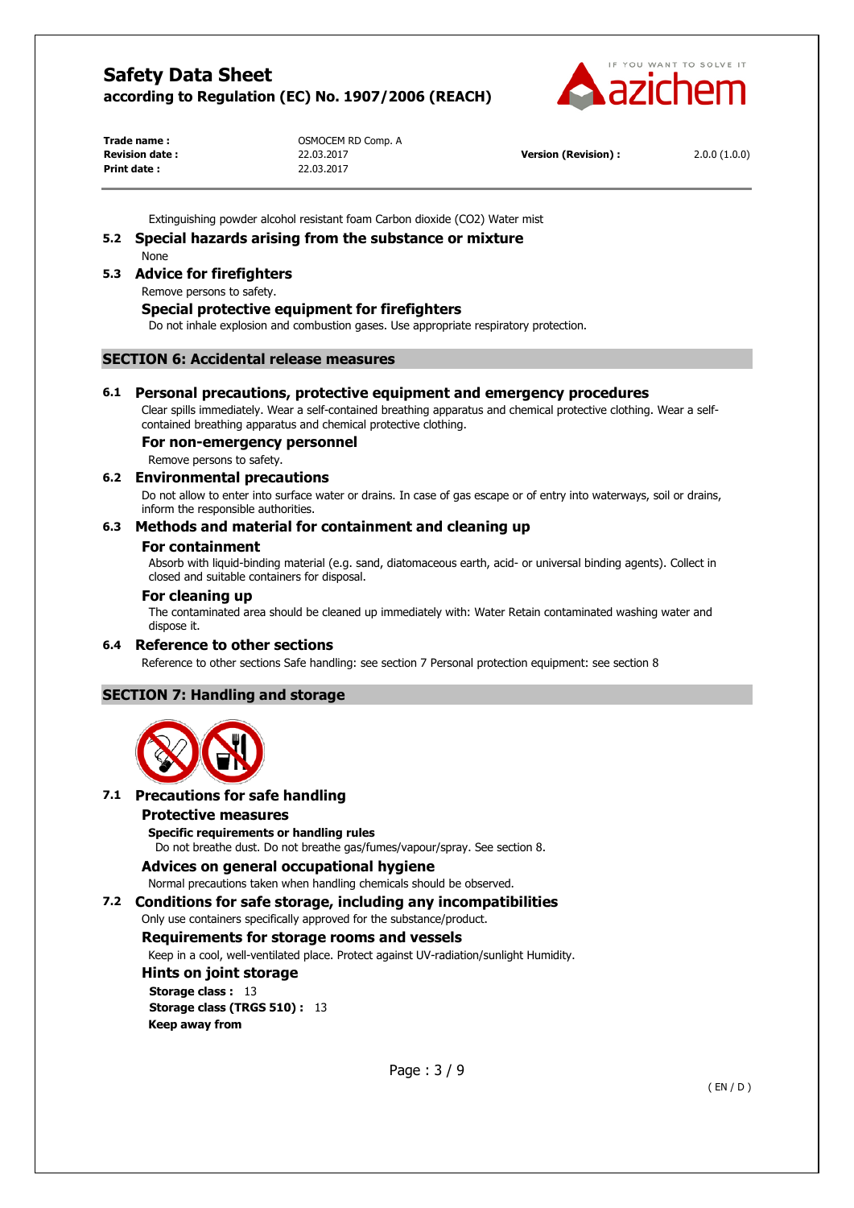Extinguishing powder alcohol resistant foam Carbon dioxide ($CO_2$) Water mist

## 5.2 Special hazards arising from the substance or mixture

None

## 5.3 Advice for firefighters

Remove persons to safety.

### Special protective equipment for firefighters

Do not inhale explosion and combustion gases. Use appropriate respiratory protection.

# SECTION 6: Accidental release measures

## 6.1 Personal precautions, protective equipment and emergency procedures

Clear spills immediately. Wear a self-contained breathing apparatus and chemical protective clothing. Wear a self-contained breathing apparatus and chemical protective clothing.

### For non-emergency personnel

Remove persons to safety.

## 6.2 Environmental precautions

Do not allow to enter into surface water or drains. In case of gas escape or of entry into waterways, soil or drains, inform the responsible authorities.

## 6.3 Methods and material for containment and cleaning up

### For containment

Absorb with liquid-binding material (e.g. sand, diatomaceous earth, acid- or universal binding agents). Collect in closed and suitable containers for disposal.

### For cleaning up

The contaminated area should be cleaned up immediately with: Water Retain contaminated washing water and dispose it.

## 6.4 Reference to other sections

Reference to other sections Safe handling: see section 7 Personal protection equipment: see section 8

# SECTION 7: Handling and storage

## 7.1 Precautions for safe handling

### Protective measures

**Specific requirements or handling rules**

Do not breathe dust. Do not breathe gas/fumes/vapour/spray. See section 8.

### Advices on general occupational hygiene

Normal precautions taken when handling chemicals should be observed.

## 7.2 Conditions for safe storage, including any incompatibilities

Only use containers specifically approved for the substance/product.

### Requirements for storage rooms and vessels

Keep in a cool, well-ventilated place. Protect against UV-radiation/sunlight Humidity.

### Hints on joint storage

**Storage class :** 13

**Storage class (TRGS 510) :** 13

**Keep away from**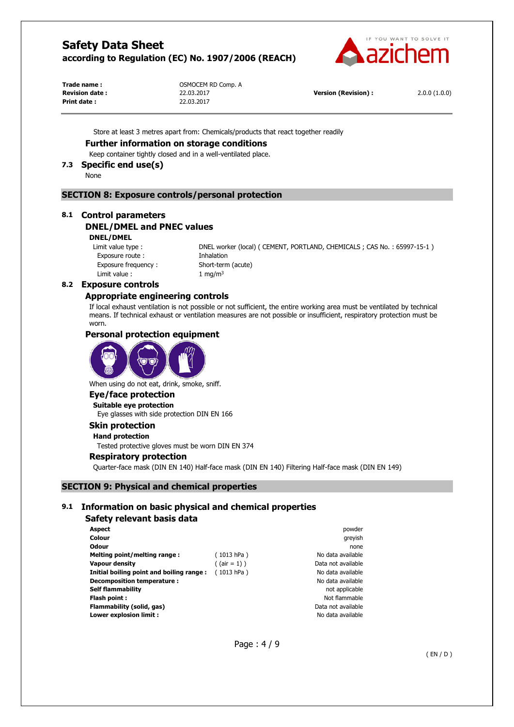Store at least 3 metres apart from: Chemicals/products that react together readily

### Further information on storage conditions

Keep container tightly closed and in a well-ventilated place.

### 7.3 Specific end use(s)

None

## SECTION 8: Exposure controls/personal protection

### 8.1 Control parameters

#### DNEL/DMEL and PNEC values

**DNEL/DMEL**

| | |
|---|---|
| Limit value type : | DNEL worker (local) ( CEMENT, PORTLAND, CHEMICALS ; CAS No. : 65997-15-1 ) |
| Exposure route : | Inhalation |
| Exposure frequency : | Short-term (acute) |
| Limit value : | 1 mg/m$^3$ |

### 8.2 Exposure controls

#### Appropriate engineering controls

If local exhaust ventilation is not possible or not sufficient, the entire working area must be ventilated by technical means. If technical exhaust or ventilation measures are not possible or insufficient, respiratory protection must be worn.

#### Personal protection equipment

When using do not eat, drink, smoke, sniff.

#### Eye/face protection

**Suitable eye protection**

Eye glasses with side protection DIN EN 166

#### Skin protection

**Hand protection**

Tested protective gloves must be worn DIN EN 374

#### Respiratory protection

Quarter-face mask (DIN EN 140) Half-face mask (DIN EN 140) Filtering Half-face mask (DIN EN 149)

## SECTION 9: Physical and chemical properties

### 9.1 Information on basic physical and chemical properties

#### Safety relevant basis data

| | | |
|---|---|---|
| **Aspect** | | powder |
| **Colour** | | greyish |
| **Odour** | | none |
| **Melting point/melting range :** | ( 1013 hPa ) | No data available |
| **Vapour density** | ( (air = 1) ) | Data not available |
| **Initial boiling point and boiling range :** | ( 1013 hPa ) | No data available |
| **Decomposition temperature :** | | No data available |
| **Self flammability** | | not applicable |
| **Flash point :** | | Not flammable |
| **Flammability (solid, gas)** | | Data not available |
| **Lower explosion limit :** | | No data available |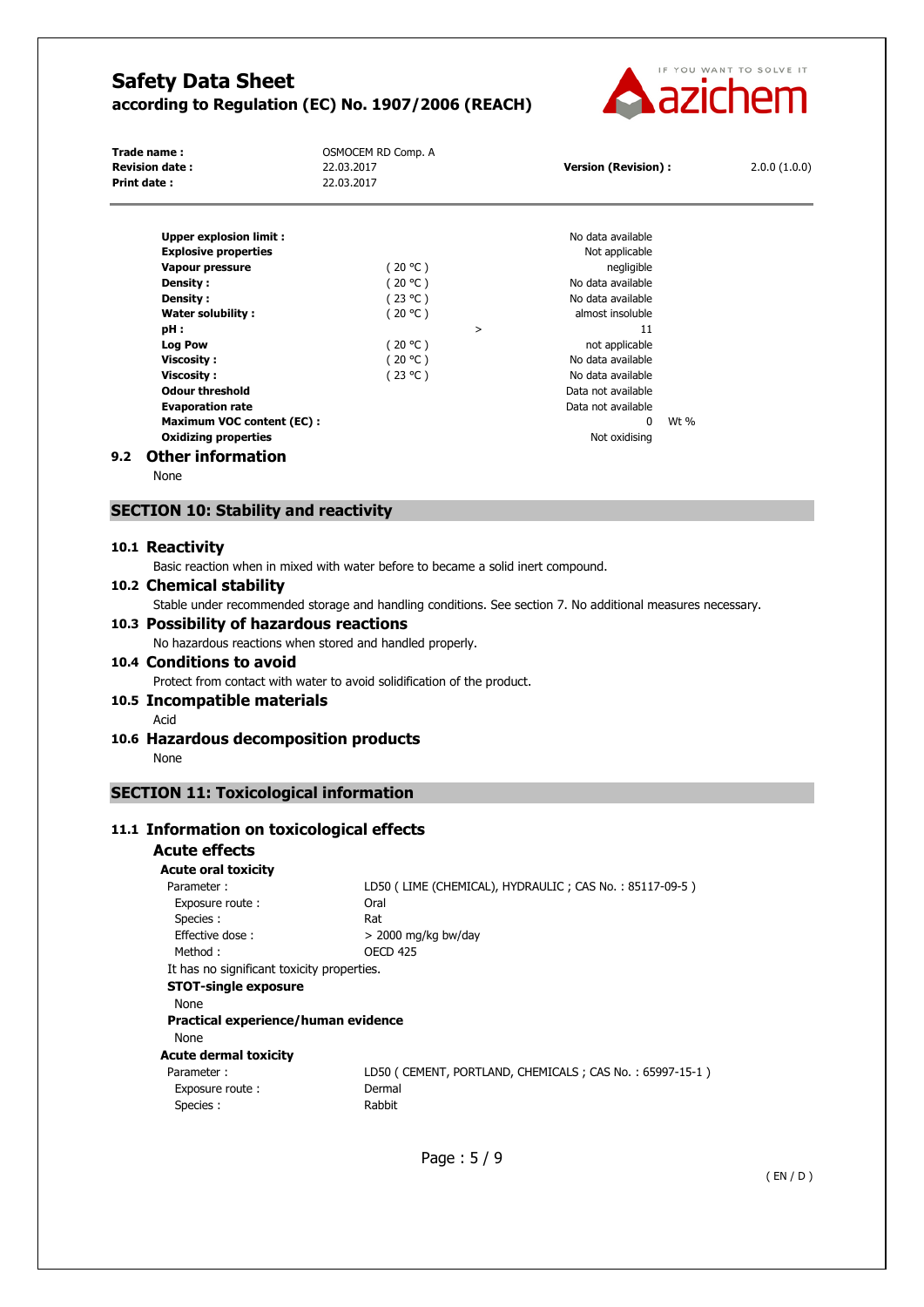| | | | | |
|---|---|---|---|---|
| **Upper explosion limit :** | | | No data available | |
| **Explosive properties** | | | Not applicable | |
| **Vapour pressure** | ( 20 °C ) | | negligible | |
| **Density :** | ( 20 °C ) | | No data available | |
| **Density :** | ( 23 °C ) | | No data available | |
| **Water solubility :** | ( 20 °C ) | | almost insoluble | |
| **pH :** | | > | 11 | |
| **Log Pow** | ( 20 °C ) | | not applicable | |
| **Viscosity :** | ( 20 °C ) | | No data available | |
| **Viscosity :** | ( 23 °C ) | | No data available | |
| **Odour threshold** | | | Data not available | |
| **Evaporation rate** | | | Data not available | |
| **Maximum VOC content (EC) :** | | | 0 | Wt % |
| **Oxidizing properties** | | | Not oxidising | |

## 9.2 Other information

None

# SECTION 10: Stability and reactivity

## 10.1 Reactivity

Basic reaction when in mixed with water before to became a solid inert compound.

## 10.2 Chemical stability

Stable under recommended storage and handling conditions. See section 7. No additional measures necessary.

## 10.3 Possibility of hazardous reactions

No hazardous reactions when stored and handled properly.

## 10.4 Conditions to avoid

Protect from contact with water to avoid solidification of the product.

## 10.5 Incompatible materials

Acid

## 10.6 Hazardous decomposition products

None

# SECTION 11: Toxicological information

## 11.1 Information on toxicological effects

### Acute effects

**Acute oral toxicity**

| | |
|---|---|
| Parameter : | LD50 ( LIME (CHEMICAL), HYDRAULIC ; CAS No. : 85117-09-5 ) |
| Exposure route : | Oral |
| Species : | Rat |
| Effective dose : | > 2000 mg/kg bw/day |
| Method : | OECD 425 |

It has no significant toxicity properties.

**STOT-single exposure**

None

**Practical experience/human evidence**

None

**Acute dermal toxicity**

| | |
|---|---|
| Parameter : | LD50 ( CEMENT, PORTLAND, CHEMICALS ; CAS No. : 65997-15-1 ) |
| Exposure route : | Dermal |
| Species : | Rabbit |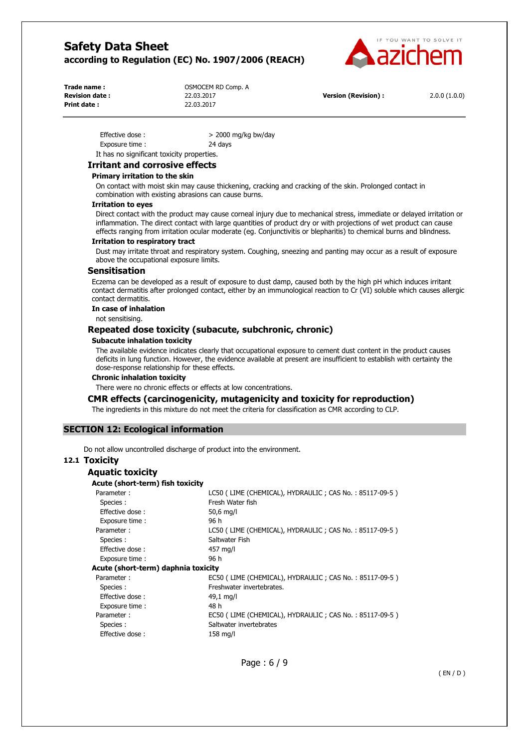| | |
|---|---|
| Effective dose : | > 2000 mg/kg bw/day |
| Exposure time : | 24 days |

It has no significant toxicity properties.

### Irritant and corrosive effects

#### Primary irritation to the skin

On contact with moist skin may cause thickening, cracking and cracking of the skin. Prolonged contact in combination with existing abrasions can cause burns.

#### Irritation to eyes

Direct contact with the product may cause corneal injury due to mechanical stress, immediate or delayed irritation or inflammation. The direct contact with large quantities of product dry or with projections of wet product can cause effects ranging from irritation ocular moderate (eg. Conjunctivitis or blepharitis) to chemical burns and blindness.

#### Irritation to respiratory tract

Dust may irritate throat and respiratory system. Coughing, sneezing and panting may occur as a result of exposure above the occupational exposure limits.

### Sensitisation

Eczema can be developed as a result of exposure to dust damp, caused both by the high pH which induces irritant contact dermatitis after prolonged contact, either by an immunological reaction to Cr (VI) soluble which causes allergic contact dermatitis.

#### In case of inhalation

not sensitising.

### Repeated dose toxicity (subacute, subchronic, chronic)

#### Subacute inhalation toxicity

The available evidence indicates clearly that occupational exposure to cement dust content in the product causes deficits in lung function. However, the evidence available at present are insufficient to establish with certainty the dose-response relationship for these effects.

#### Chronic inhalation toxicity

There were no chronic effects or effects at low concentrations.

### CMR effects (carcinogenicity, mutagenicity and toxicity for reproduction)

The ingredients in this mixture do not meet the criteria for classification as CMR according to CLP.

## SECTION 12: Ecological information

Do not allow uncontrolled discharge of product into the environment.

### 12.1 Toxicity

### Aquatic toxicity

#### Acute (short-term) fish toxicity

| | |
|---|---|
| Parameter : | LC50 ( LIME (CHEMICAL), HYDRAULIC ; CAS No. : 85117-09-5 ) |
| Species : | Fresh Water fish |
| Effective dose : | 50,6 mg/l |
| Exposure time : | 96 h |
| Parameter : | LC50 ( LIME (CHEMICAL), HYDRAULIC ; CAS No. : 85117-09-5 ) |
| Species : | Saltwater Fish |
| Effective dose : | 457 mg/l |
| Exposure time : | 96 h |

#### Acute (short-term) daphnia toxicity

| | |
|---|---|
| Parameter : | EC50 ( LIME (CHEMICAL), HYDRAULIC ; CAS No. : 85117-09-5 ) |
| Species : | Freshwater invertebrates. |
| Effective dose : | 49,1 mg/l |
| Exposure time : | 48 h |
| Parameter : | EC50 ( LIME (CHEMICAL), HYDRAULIC ; CAS No. : 85117-09-5 ) |
| Species : | Saltwater invertebrates |
| Effective dose : | 158 mg/l |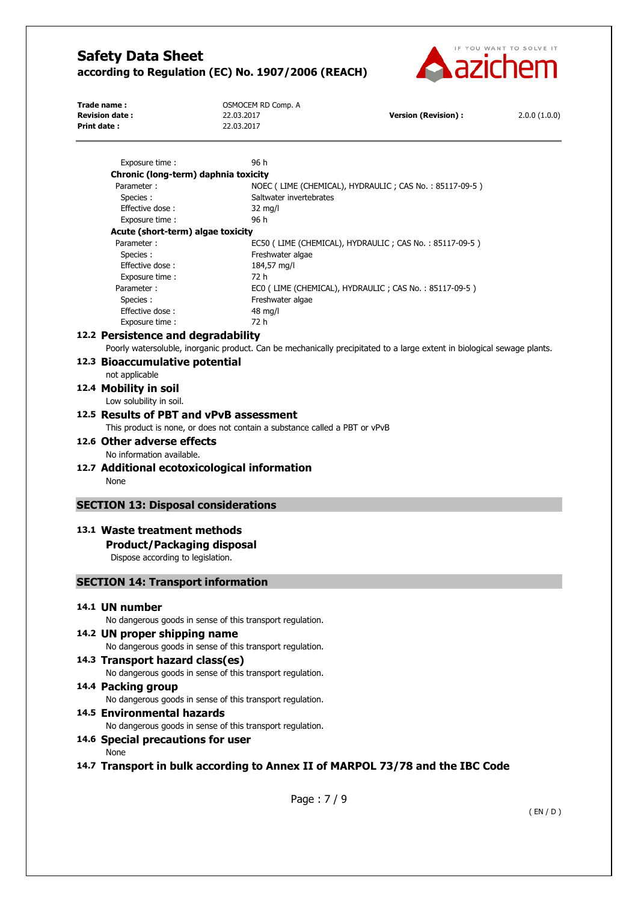| | |
|---|---|
| Exposure time : | 96 h |

**Chronic (long-term) daphnia toxicity**

| | |
|---|---|
| Parameter : | NOEC ( LIME (CHEMICAL), HYDRAULIC ; CAS No. : 85117-09-5 ) |
| Species : | Saltwater invertebrates |
| Effective dose : | 32 mg/l |
| Exposure time : | 96 h |

**Acute (short-term) algae toxicity**

| | |
|---|---|
| Parameter : | EC50 ( LIME (CHEMICAL), HYDRAULIC ; CAS No. : 85117-09-5 ) |
| Species : | Freshwater algae |
| Effective dose : | 184,57 mg/l |
| Exposure time : | 72 h |
| Parameter : | EC0 ( LIME (CHEMICAL), HYDRAULIC ; CAS No. : 85117-09-5 ) |
| Species : | Freshwater algae |
| Effective dose : | 48 mg/l |
| Exposure time : | 72 h |

### 12.2 Persistence and degradability

Poorly watersoluble, inorganic product. Can be mechanically precipitated to a large extent in biological sewage plants.

### 12.3 Bioaccumulative potential

not applicable

### 12.4 Mobility in soil

Low solubility in soil.

### 12.5 Results of PBT and vPvB assessment

This product is none, or does not contain a substance called a PBT or vPvB

### 12.6 Other adverse effects

No information available.

### 12.7 Additional ecotoxicological information

None

## SECTION 13: Disposal considerations

### 13.1 Waste treatment methods

**Product/Packaging disposal**

Dispose according to legislation.

## SECTION 14: Transport information

### 14.1 UN number

No dangerous goods in sense of this transport regulation.

### 14.2 UN proper shipping name

No dangerous goods in sense of this transport regulation.

### 14.3 Transport hazard class(es)

No dangerous goods in sense of this transport regulation.

### 14.4 Packing group

No dangerous goods in sense of this transport regulation.

### 14.5 Environmental hazards

No dangerous goods in sense of this transport regulation.

### 14.6 Special precautions for user

None

### 14.7 Transport in bulk according to Annex II of MARPOL 73/78 and the IBC Code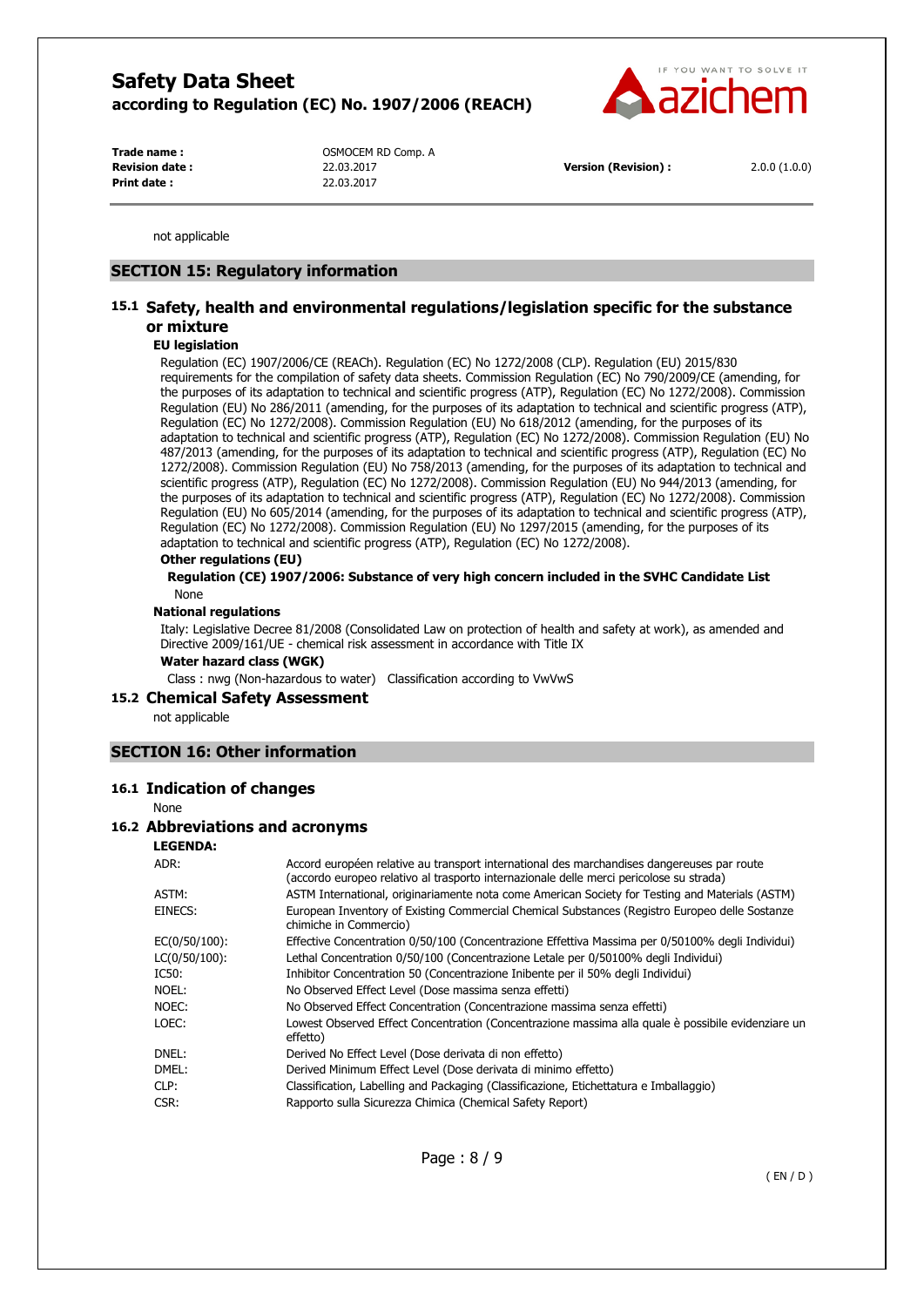not applicable

## SECTION 15: Regulatory information

### 15.1 Safety, health and environmental regulations/legislation specific for the substance or mixture

**EU legislation**

Regulation (EC) 1907/2006/CE (REACh). Regulation (EC) No 1272/2008 (CLP). Regulation (EU) 2015/830 requirements for the compilation of safety data sheets. Commission Regulation (EC) No 790/2009/CE (amending, for the purposes of its adaptation to technical and scientific progress (ATP), Regulation (EC) No 1272/2008). Commission Regulation (EU) No 286/2011 (amending, for the purposes of its adaptation to technical and scientific progress (ATP), Regulation (EC) No 1272/2008). Commission Regulation (EU) No 618/2012 (amending, for the purposes of its adaptation to technical and scientific progress (ATP), Regulation (EC) No 1272/2008). Commission Regulation (EU) No 487/2013 (amending, for the purposes of its adaptation to technical and scientific progress (ATP), Regulation (EC) No 1272/2008). Commission Regulation (EU) No 758/2013 (amending, for the purposes of its adaptation to technical and scientific progress (ATP), Regulation (EC) No 1272/2008). Commission Regulation (EU) No 944/2013 (amending, for the purposes of its adaptation to technical and scientific progress (ATP), Regulation (EC) No 1272/2008). Commission Regulation (EU) No 605/2014 (amending, for the purposes of its adaptation to technical and scientific progress (ATP), Regulation (EC) No 1272/2008). Commission Regulation (EU) No 1297/2015 (amending, for the purposes of its adaptation to technical and scientific progress (ATP), Regulation (EC) No 1272/2008).

**Other regulations (EU)**

**Regulation (CE) 1907/2006: Substance of very high concern included in the SVHC Candidate List**

None

**National regulations**

Italy: Legislative Decree 81/2008 (Consolidated Law on protection of health and safety at work), as amended and Directive 2009/161/UE - chemical risk assessment in accordance with Title IX

**Water hazard class (WGK)**

Class : nwg (Non-hazardous to water) Classification according to VwVwS

### 15.2 Chemical Safety Assessment

not applicable

## SECTION 16: Other information

### 16.1 Indication of changes

None

### 16.2 Abbreviations and acronyms

**LEGENDA:**

| | |
|---|---|
| ADR: | Accord européen relative au transport international des marchandises dangereuses par route (accordo europeo relativo al trasporto internazionale delle merci pericolose su strada) |
| ASTM: | ASTM International, originariamente nota come American Society for Testing and Materials (ASTM) |
| EINECS: | European Inventory of Existing Commercial Chemical Substances (Registro Europeo delle Sostanze chimiche in Commercio) |
| EC(0/50/100): | Effective Concentration 0/50/100 (Concentrazione Effettiva Massima per 0/50100% degli Individui) |
| LC(0/50/100): | Lethal Concentration 0/50/100 (Concentrazione Letale per 0/50100% degli Individui) |
| IC50: | Inhibitor Concentration 50 (Concentrazione Inibente per il 50% degli Individui) |
| NOEL: | No Observed Effect Level (Dose massima senza effetti) |
| NOEC: | No Observed Effect Concentration (Concentrazione massima senza effetti) |
| LOEC: | Lowest Observed Effect Concentration (Concentrazione massima alla quale è possibile evidenziare un effetto) |
| DNEL: | Derived No Effect Level (Dose derivata di non effetto) |
| DMEL: | Derived Minimum Effect Level (Dose derivata di minimo effetto) |
| CLP: | Classification, Labelling and Packaging (Classificazione, Etichettatura e Imballaggio) |
| CSR: | Rapporto sulla Sicurezza Chimica (Chemical Safety Report) |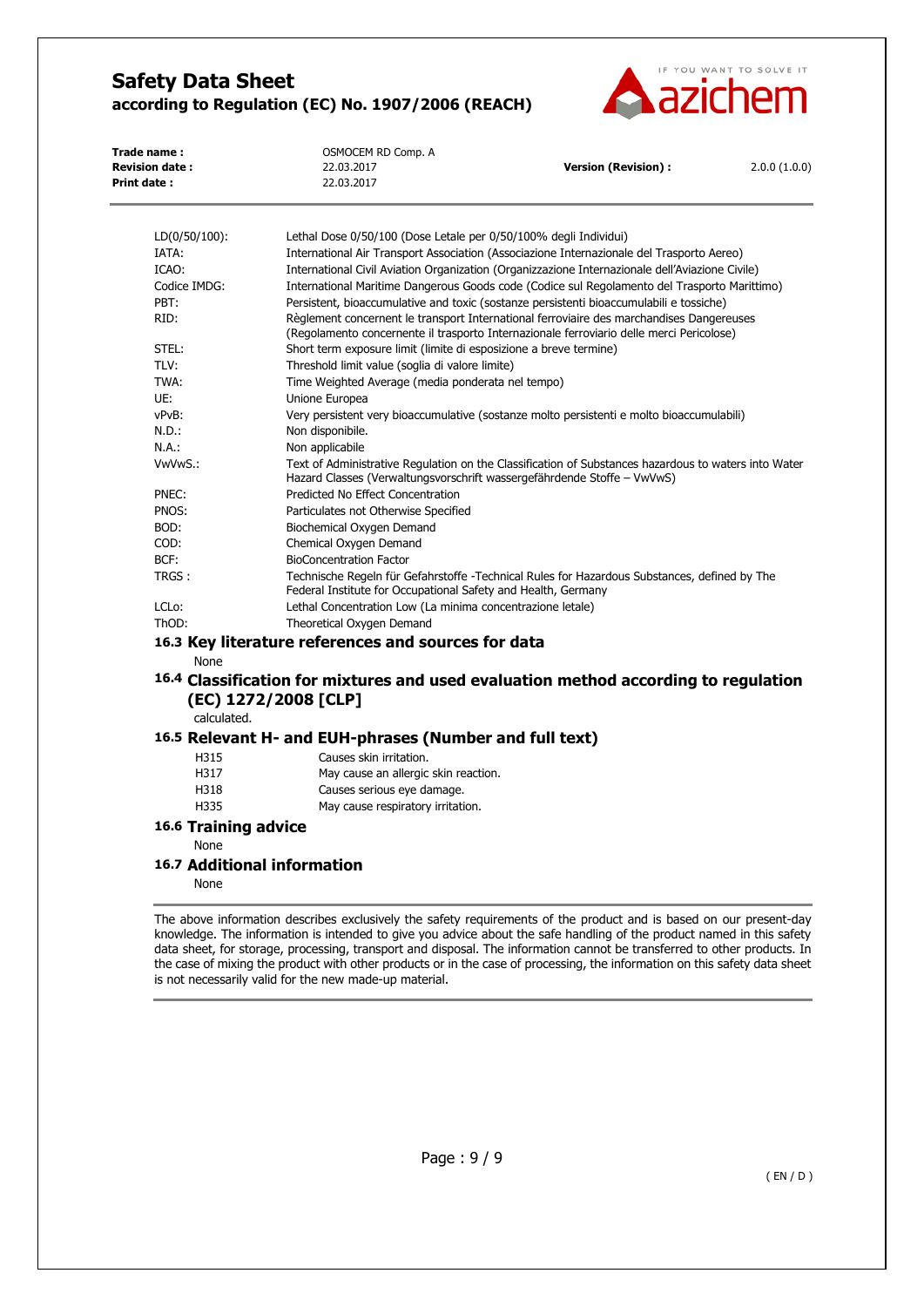| | |
|---|---|
| LD(0/50/100): | Lethal Dose 0/50/100 (Dose Letale per 0/50/100% degli Individui) |
| IATA: | International Air Transport Association (Associazione Internazionale del Trasporto Aereo) |
| ICAO: | International Civil Aviation Organization (Organizzazione Internazionale dell'Aviazione Civile) |
| Codice IMDG: | International Maritime Dangerous Goods code (Codice sul Regolamento del Trasporto Marittimo) |
| PBT: | Persistent, bioaccumulative and toxic (sostanze persistenti bioaccumulabili e tossiche) |
| RID: | Règlement concernent le transport International ferroviaire des marchandises Dangereuses (Regolamento concernente il trasporto Internazionale ferroviario delle merci Pericolose) |
| STEL: | Short term exposure limit (limite di esposizione a breve termine) |
| TLV: | Threshold limit value (soglia di valore limite) |
| TWA: | Time Weighted Average (media ponderata nel tempo) |
| UE: | Unione Europea |
| vPvB: | Very persistent very bioaccumulative (sostanze molto persistenti e molto bioaccumulabili) |
| N.D.: | Non disponibile. |
| N.A.: | Non applicabile |
| VwVwS.: | Text of Administrative Regulation on the Classification of Substances hazardous to waters into Water Hazard Classes (Verwaltungsvorschrift wassergefährdende Stoffe – VwVwS) |
| PNEC: | Predicted No Effect Concentration |
| PNOS: | Particulates not Otherwise Specified |
| BOD: | Biochemical Oxygen Demand |
| COD: | Chemical Oxygen Demand |
| BCF: | BioConcentration Factor |
| TRGS : | Technische Regeln für Gefahrstoffe -Technical Rules for Hazardous Substances, defined by The Federal Institute for Occupational Safety and Health, Germany |
| LCLo: | Lethal Concentration Low (La minima concentrazione letale) |
| ThOD: | Theoretical Oxygen Demand |

## 16.3 Key literature references and sources for data

None

## 16.4 Classification for mixtures and used evaluation method according to regulation (EC) 1272/2008 [CLP]

calculated.

## 16.5 Relevant H- and EUH-phrases (Number and full text)

| | |
|---|---|
| H315 | Causes skin irritation. |
| H317 | May cause an allergic skin reaction. |
| H318 | Causes serious eye damage. |
| H335 | May cause respiratory irritation. |

## 16.6 Training advice

None

## 16.7 Additional information

None

The above information describes exclusively the safety requirements of the product and is based on our present-day knowledge. The information is intended to give you advice about the safe handling of the product named in this safety data sheet, for storage, processing, transport and disposal. The information cannot be transferred to other products. In the case of mixing the product with other products or in the case of processing, the information on this safety data sheet is not necessarily valid for the new made-up material.